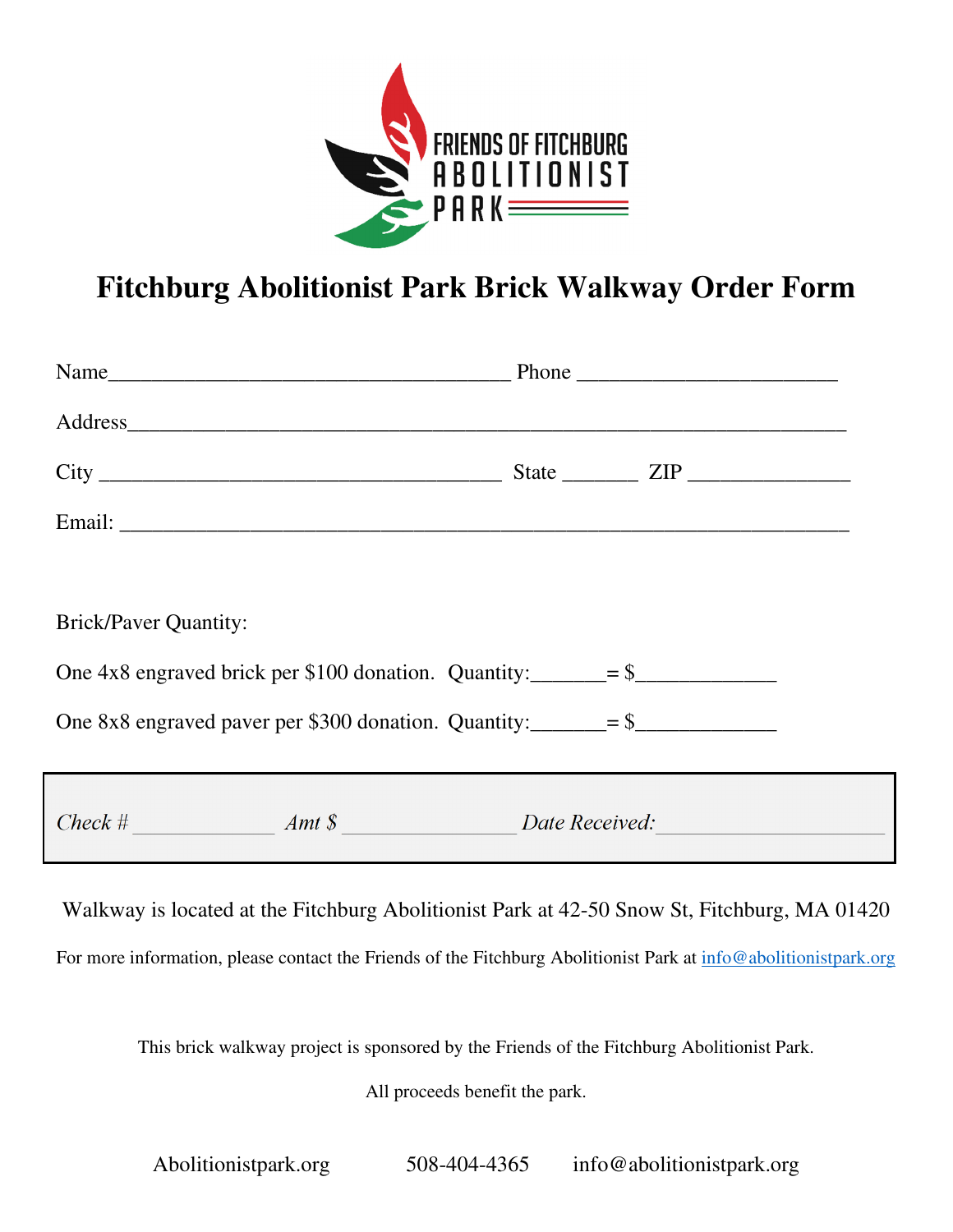FRIENDS OF FITCHBURG
ABOLITIONIST
PARK

# Fitchburg Abolitionist Park Brick Walkway Order Form

Name_____________________________________ Phone ________________________

Address__________________________________________________________________

City _____________________________________ State _______ ZIP _______________

Email: ____________________________________________________________________

Brick/Paver Quantity:

One 4x8 engraved brick per $100 donation. Quantity:_______= $_____________

One 8x8 engraved paver per $300 donation. Quantity:_______= $_____________

*Check #* _____________ *Amt $* ________________ *Date Received:*______________________

Walkway is located at the Fitchburg Abolitionist Park at 42-50 Snow St, Fitchburg, MA 01420

For more information, please contact the Friends of the Fitchburg Abolitionist Park at info@abolitionistpark.org

This brick walkway project is sponsored by the Friends of the Fitchburg Abolitionist Park.

All proceeds benefit the park.

Abolitionistpark.org 508-404-4365 info@abolitionistpark.org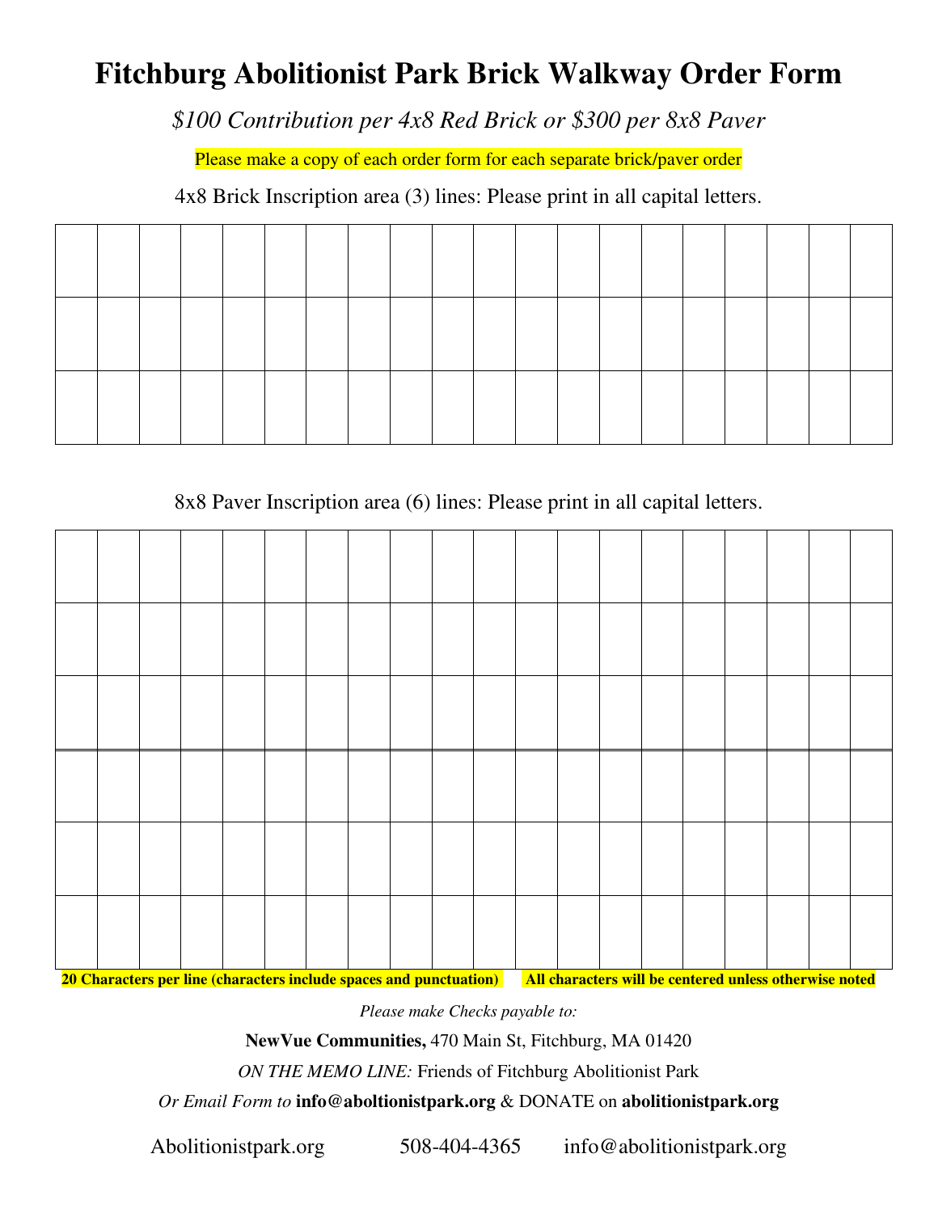# Fitchburg Abolitionist Park Brick Walkway Order Form

*$100 Contribution per 4x8 Red Brick or $300 per 8x8 Paver*

Please make a copy of each order form for each separate brick/paver order

4x8 Brick Inscription area (3) lines: Please print in all capital letters.

| | | | | | | | | | | | | | | | | | | | |
|---|---|---|---|---|---|---|---|---|---|---|---|---|---|---|---|---|---|---|---|
| | | | | | | | | | | | | | | | | | | | |
| | | | | | | | | | | | | | | | | | | | |
| | | | | | | | | | | | | | | | | | | | |

8x8 Paver Inscription area (6) lines: Please print in all capital letters.

| | | | | | | | | | | | | | | | | | | | |
|---|---|---|---|---|---|---|---|---|---|---|---|---|---|---|---|---|---|---|---|
| | | | | | | | | | | | | | | | | | | | |
| | | | | | | | | | | | | | | | | | | | |
| | | | | | | | | | | | | | | | | | | | |
| | | | | | | | | | | | | | | | | | | | |
| | | | | | | | | | | | | | | | | | | | |
| | | | | | | | | | | | | | | | | | | | |

**20 Characters per line (characters include spaces and punctuation)** **All characters will be centered unless otherwise noted**

*Please make Checks payable to:*

**NewVue Communities,** 470 Main St, Fitchburg, MA 01420

*ON THE MEMO LINE:* Friends of Fitchburg Abolitionist Park

*Or Email Form to* **info@aboltionistpark.org** & DONATE on **abolitionistpark.org**

Abolitionistpark.org 508-404-4365 info@abolitionistpark.org